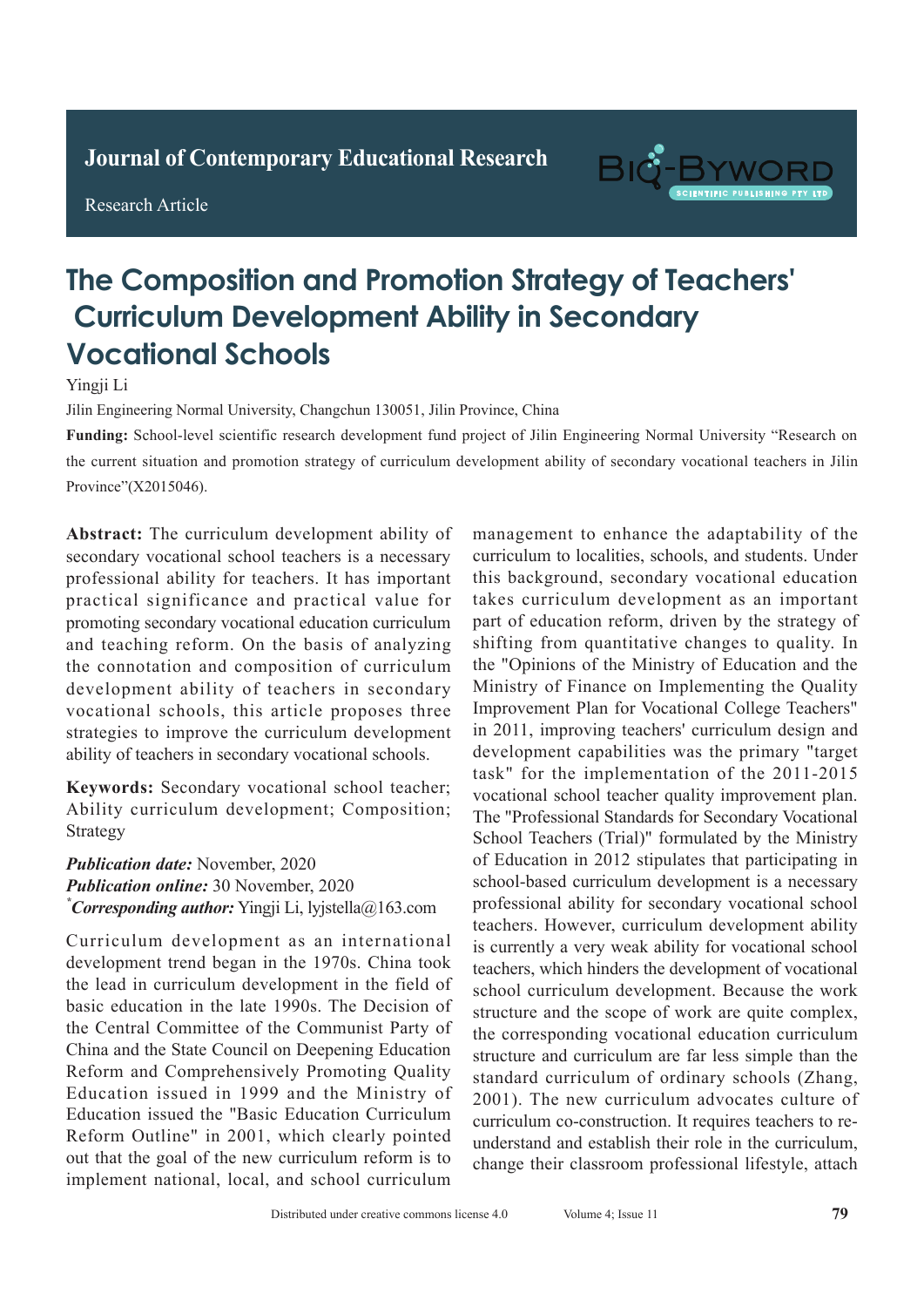Journal of Contemporary Educational Research

Research Article

# The Composition and Promotion Strategy of Teachers' Curriculum Development Ability in Secondary Vocational Schools

Yingji Li

Jilin Engineering Normal University, Changchun 130051, Jilin Province, China

**Funding:** School-level scientific research development fund project of Jilin Engineering Normal University "Research on the current situation and promotion strategy of curriculum development ability of secondary vocational teachers in Jilin Province"(X2015046).

**Abstract:** The curriculum development ability of secondary vocational school teachers is a necessary professional ability for teachers. It has important practical significance and practical value for promoting secondary vocational education curriculum and teaching reform. On the basis of analyzing the connotation and composition of curriculum development ability of teachers in secondary vocational schools, this article proposes three strategies to improve the curriculum development ability of teachers in secondary vocational schools.

**Keywords:** Secondary vocational school teacher; Ability curriculum development; Composition; Strategy

***Publication date:*** November, 2020
***Publication online:*** 30 November, 2020
****Corresponding author:*** Yingji Li, lyjstella@163.com

Curriculum development as an international development trend began in the 1970s. China took the lead in curriculum development in the field of basic education in the late 1990s. The Decision of the Central Committee of the Communist Party of China and the State Council on Deepening Education Reform and Comprehensively Promoting Quality Education issued in 1999 and the Ministry of Education issued the "Basic Education Curriculum Reform Outline" in 2001, which clearly pointed out that the goal of the new curriculum reform is to implement national, local, and school curriculum management to enhance the adaptability of the curriculum to localities, schools, and students. Under this background, secondary vocational education takes curriculum development as an important part of education reform, driven by the strategy of shifting from quantitative changes to quality. In the "Opinions of the Ministry of Education and the Ministry of Finance on Implementing the Quality Improvement Plan for Vocational College Teachers" in 2011, improving teachers' curriculum design and development capabilities was the primary "target task" for the implementation of the 2011-2015 vocational school teacher quality improvement plan. The "Professional Standards for Secondary Vocational School Teachers (Trial)" formulated by the Ministry of Education in 2012 stipulates that participating in school-based curriculum development is a necessary professional ability for secondary vocational school teachers. However, curriculum development ability is currently a very weak ability for vocational school teachers, which hinders the development of vocational school curriculum development. Because the work structure and the scope of work are quite complex, the corresponding vocational education curriculum structure and curriculum are far less simple than the standard curriculum of ordinary schools (Zhang, 2001). The new curriculum advocates culture of curriculum co-construction. It requires teachers to re-understand and establish their role in the curriculum, change their classroom professional lifestyle, attach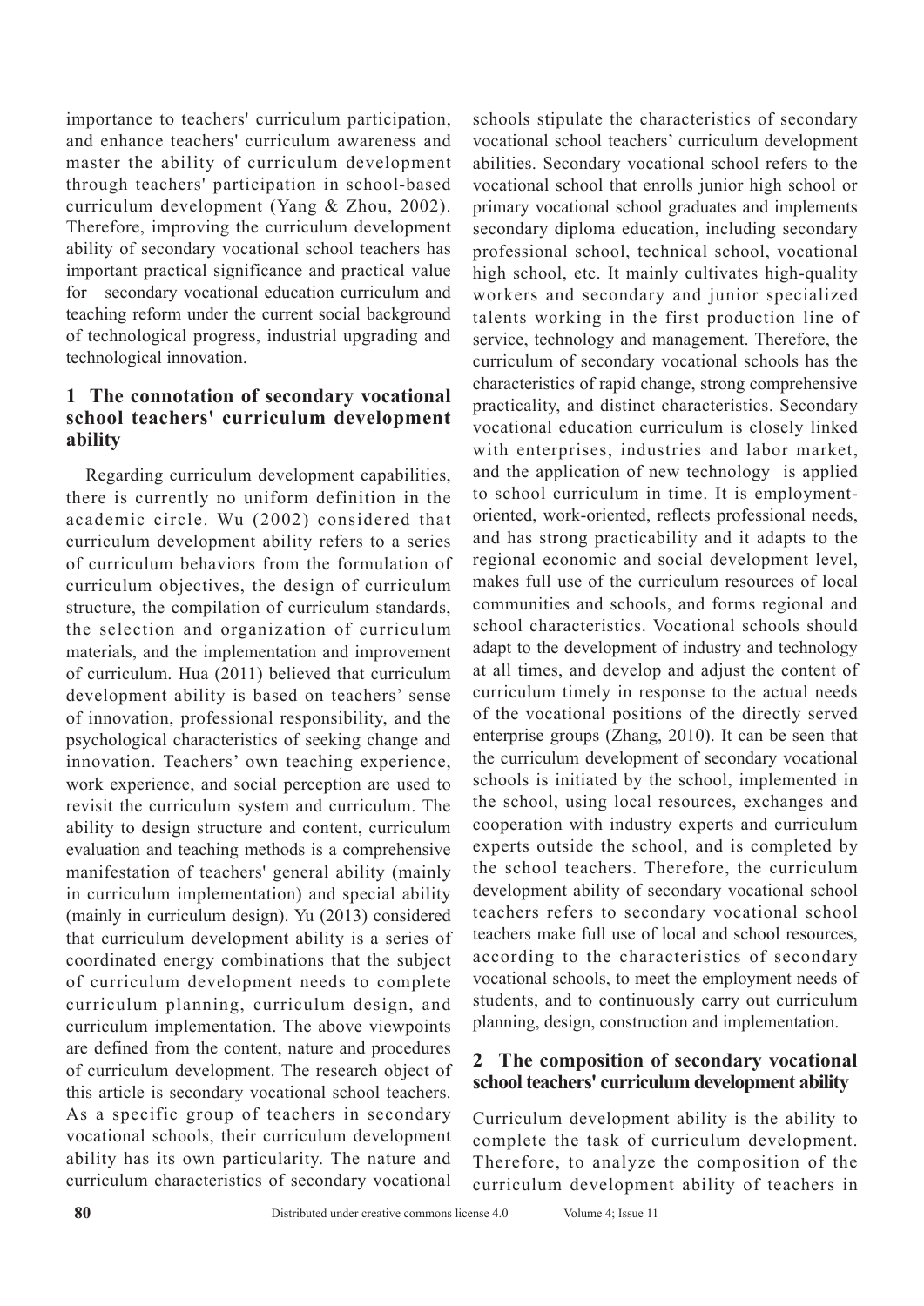importance to teachers' curriculum participation, and enhance teachers' curriculum awareness and master the ability of curriculum development through teachers' participation in school-based curriculum development (Yang & Zhou, 2002). Therefore, improving the curriculum development ability of secondary vocational school teachers has important practical significance and practical value for secondary vocational education curriculum and teaching reform under the current social background of technological progress, industrial upgrading and technological innovation.

## 1 The connotation of secondary vocational school teachers' curriculum development ability

Regarding curriculum development capabilities, there is currently no uniform definition in the academic circle. Wu (2002) considered that curriculum development ability refers to a series of curriculum behaviors from the formulation of curriculum objectives, the design of curriculum structure, the compilation of curriculum standards, the selection and organization of curriculum materials, and the implementation and improvement of curriculum. Hua (2011) believed that curriculum development ability is based on teachers' sense of innovation, professional responsibility, and the psychological characteristics of seeking change and innovation. Teachers' own teaching experience, work experience, and social perception are used to revisit the curriculum system and curriculum. The ability to design structure and content, curriculum evaluation and teaching methods is a comprehensive manifestation of teachers' general ability (mainly in curriculum implementation) and special ability (mainly in curriculum design). Yu (2013) considered that curriculum development ability is a series of coordinated energy combinations that the subject of curriculum development needs to complete curriculum planning, curriculum design, and curriculum implementation. The above viewpoints are defined from the content, nature and procedures of curriculum development. The research object of this article is secondary vocational school teachers. As a specific group of teachers in secondary vocational schools, their curriculum development ability has its own particularity. The nature and curriculum characteristics of secondary vocational schools stipulate the characteristics of secondary vocational school teachers' curriculum development abilities. Secondary vocational school refers to the vocational school that enrolls junior high school or primary vocational school graduates and implements secondary diploma education, including secondary professional school, technical school, vocational high school, etc. It mainly cultivates high-quality workers and secondary and junior specialized talents working in the first production line of service, technology and management. Therefore, the curriculum of secondary vocational schools has the characteristics of rapid change, strong comprehensive practicality, and distinct characteristics. Secondary vocational education curriculum is closely linked with enterprises, industries and labor market, and the application of new technology is applied to school curriculum in time. It is employment-oriented, work-oriented, reflects professional needs, and has strong practicability and it adapts to the regional economic and social development level, makes full use of the curriculum resources of local communities and schools, and forms regional and school characteristics. Vocational schools should adapt to the development of industry and technology at all times, and develop and adjust the content of curriculum timely in response to the actual needs of the vocational positions of the directly served enterprise groups (Zhang, 2010). It can be seen that the curriculum development of secondary vocational schools is initiated by the school, implemented in the school, using local resources, exchanges and cooperation with industry experts and curriculum experts outside the school, and is completed by the school teachers. Therefore, the curriculum development ability of secondary vocational school teachers refers to secondary vocational school teachers make full use of local and school resources, according to the characteristics of secondary vocational schools, to meet the employment needs of students, and to continuously carry out curriculum planning, design, construction and implementation.

## 2 The composition of secondary vocational school teachers' curriculum development ability

Curriculum development ability is the ability to complete the task of curriculum development. Therefore, to analyze the composition of the curriculum development ability of teachers in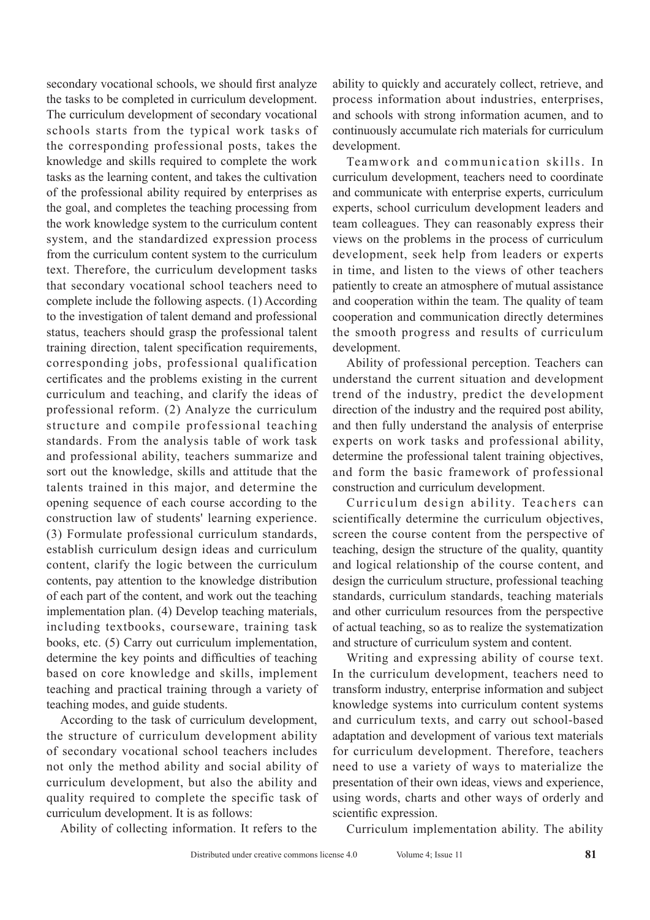secondary vocational schools, we should first analyze the tasks to be completed in curriculum development. The curriculum development of secondary vocational schools starts from the typical work tasks of the corresponding professional posts, takes the knowledge and skills required to complete the work tasks as the learning content, and takes the cultivation of the professional ability required by enterprises as the goal, and completes the teaching processing from the work knowledge system to the curriculum content system, and the standardized expression process from the curriculum content system to the curriculum text. Therefore, the curriculum development tasks that secondary vocational school teachers need to complete include the following aspects. (1) According to the investigation of talent demand and professional status, teachers should grasp the professional talent training direction, talent specification requirements, corresponding jobs, professional qualification certificates and the problems existing in the current curriculum and teaching, and clarify the ideas of professional reform. (2) Analyze the curriculum structure and compile professional teaching standards. From the analysis table of work task and professional ability, teachers summarize and sort out the knowledge, skills and attitude that the talents trained in this major, and determine the opening sequence of each course according to the construction law of students' learning experience. (3) Formulate professional curriculum standards, establish curriculum design ideas and curriculum content, clarify the logic between the curriculum contents, pay attention to the knowledge distribution of each part of the content, and work out the teaching implementation plan. (4) Develop teaching materials, including textbooks, courseware, training task books, etc. (5) Carry out curriculum implementation, determine the key points and difficulties of teaching based on core knowledge and skills, implement teaching and practical training through a variety of teaching modes, and guide students.

According to the task of curriculum development, the structure of curriculum development ability of secondary vocational school teachers includes not only the method ability and social ability of curriculum development, but also the ability and quality required to complete the specific task of curriculum development. It is as follows:

Ability of collecting information. It refers to the ability to quickly and accurately collect, retrieve, and process information about industries, enterprises, and schools with strong information acumen, and to continuously accumulate rich materials for curriculum development.

Teamwork and communication skills. In curriculum development, teachers need to coordinate and communicate with enterprise experts, curriculum experts, school curriculum development leaders and team colleagues. They can reasonably express their views on the problems in the process of curriculum development, seek help from leaders or experts in time, and listen to the views of other teachers patiently to create an atmosphere of mutual assistance and cooperation within the team. The quality of team cooperation and communication directly determines the smooth progress and results of curriculum development.

Ability of professional perception. Teachers can understand the current situation and development trend of the industry, predict the development direction of the industry and the required post ability, and then fully understand the analysis of enterprise experts on work tasks and professional ability, determine the professional talent training objectives, and form the basic framework of professional construction and curriculum development.

Curriculum design ability. Teachers can scientifically determine the curriculum objectives, screen the course content from the perspective of teaching, design the structure of the quality, quantity and logical relationship of the course content, and design the curriculum structure, professional teaching standards, curriculum standards, teaching materials and other curriculum resources from the perspective of actual teaching, so as to realize the systematization and structure of curriculum system and content.

Writing and expressing ability of course text. In the curriculum development, teachers need to transform industry, enterprise information and subject knowledge systems into curriculum content systems and curriculum texts, and carry out school-based adaptation and development of various text materials for curriculum development. Therefore, teachers need to use a variety of ways to materialize the presentation of their own ideas, views and experience, using words, charts and other ways of orderly and scientific expression.

Curriculum implementation ability. The ability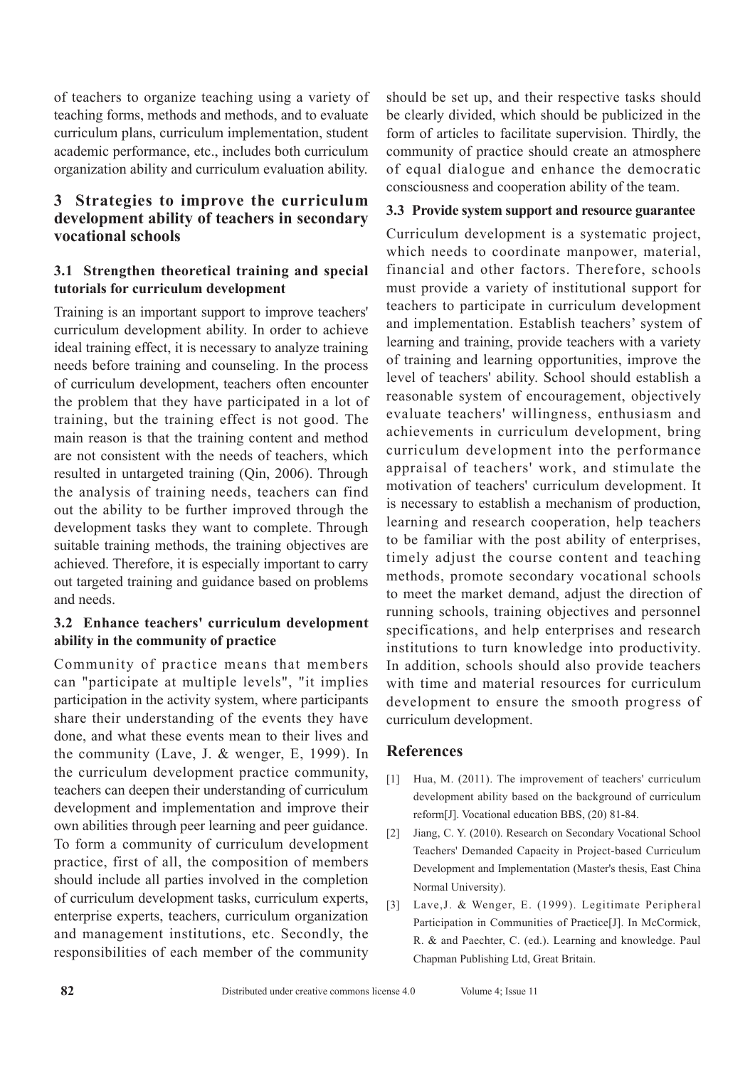of teachers to organize teaching using a variety of teaching forms, methods and methods, and to evaluate curriculum plans, curriculum implementation, student academic performance, etc., includes both curriculum organization ability and curriculum evaluation ability.

## 3 Strategies to improve the curriculum development ability of teachers in secondary vocational schools

### 3.1 Strengthen theoretical training and special tutorials for curriculum development

Training is an important support to improve teachers' curriculum development ability. In order to achieve ideal training effect, it is necessary to analyze training needs before training and counseling. In the process of curriculum development, teachers often encounter the problem that they have participated in a lot of training, but the training effect is not good. The main reason is that the training content and method are not consistent with the needs of teachers, which resulted in untargeted training (Qin, 2006). Through the analysis of training needs, teachers can find out the ability to be further improved through the development tasks they want to complete. Through suitable training methods, the training objectives are achieved. Therefore, it is especially important to carry out targeted training and guidance based on problems and needs.

### 3.2 Enhance teachers' curriculum development ability in the community of practice

Community of practice means that members can "participate at multiple levels", "it implies participation in the activity system, where participants share their understanding of the events they have done, and what these events mean to their lives and the community (Lave, J. & wenger, E, 1999). In the curriculum development practice community, teachers can deepen their understanding of curriculum development and implementation and improve their own abilities through peer learning and peer guidance. To form a community of curriculum development practice, first of all, the composition of members should include all parties involved in the completion of curriculum development tasks, curriculum experts, enterprise experts, teachers, curriculum organization and management institutions, etc. Secondly, the responsibilities of each member of the community should be set up, and their respective tasks should be clearly divided, which should be publicized in the form of articles to facilitate supervision. Thirdly, the community of practice should create an atmosphere of equal dialogue and enhance the democratic consciousness and cooperation ability of the team.

### 3.3 Provide system support and resource guarantee

Curriculum development is a systematic project, which needs to coordinate manpower, material, financial and other factors. Therefore, schools must provide a variety of institutional support for teachers to participate in curriculum development and implementation. Establish teachers' system of learning and training, provide teachers with a variety of training and learning opportunities, improve the level of teachers' ability. School should establish a reasonable system of encouragement, objectively evaluate teachers' willingness, enthusiasm and achievements in curriculum development, bring curriculum development into the performance appraisal of teachers' work, and stimulate the motivation of teachers' curriculum development. It is necessary to establish a mechanism of production, learning and research cooperation, help teachers to be familiar with the post ability of enterprises, timely adjust the course content and teaching methods, promote secondary vocational schools to meet the market demand, adjust the direction of running schools, training objectives and personnel specifications, and help enterprises and research institutions to turn knowledge into productivity. In addition, schools should also provide teachers with time and material resources for curriculum development to ensure the smooth progress of curriculum development.

## References

[1] Hua, M. (2011). The improvement of teachers' curriculum development ability based on the background of curriculum reform[J]. Vocational education BBS, (20) 81-84.

[2] Jiang, C. Y. (2010). Research on Secondary Vocational School Teachers' Demanded Capacity in Project-based Curriculum Development and Implementation (Master's thesis, East China Normal University).

[3] Lave,J. & Wenger, E. (1999). Legitimate Peripheral Participation in Communities of Practice[J]. In McCormick, R. & and Paechter, C. (ed.). Learning and knowledge. Paul Chapman Publishing Ltd, Great Britain.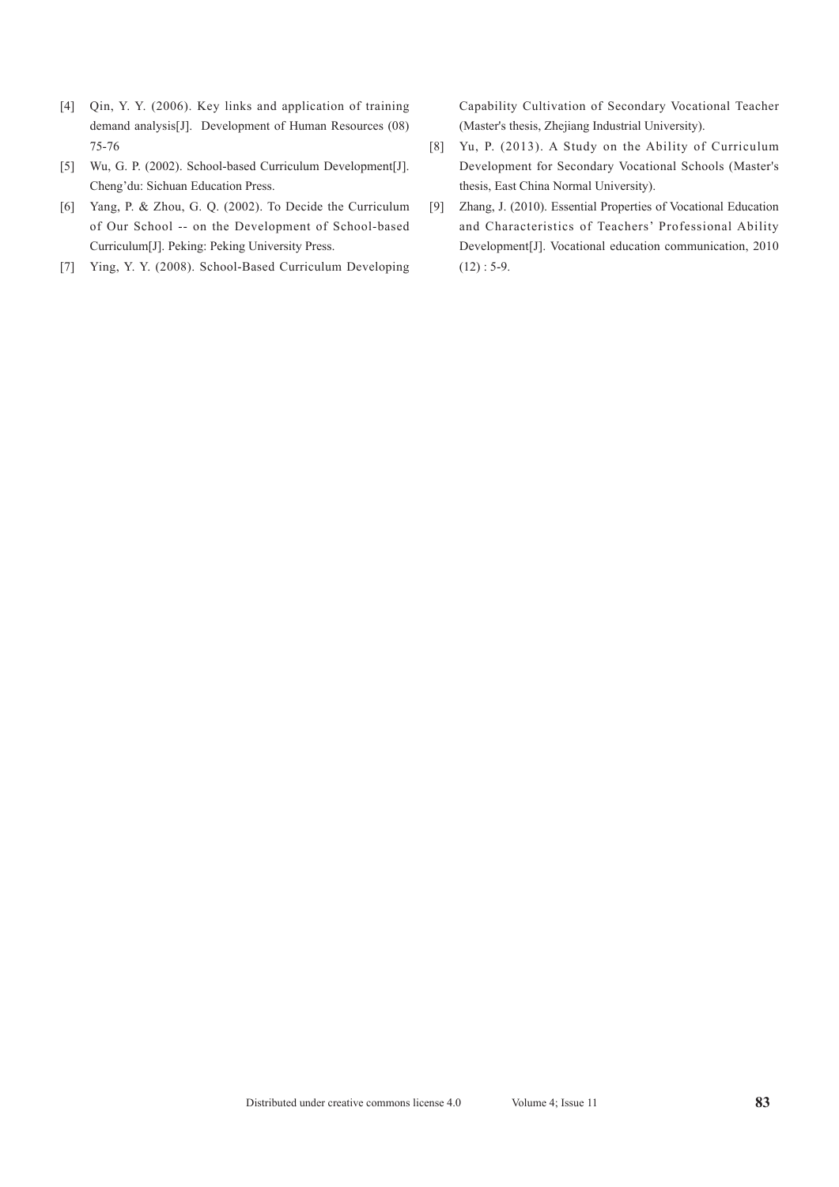[4] Qin, Y. Y. (2006). Key links and application of training demand analysis[J]. Development of Human Resources (08) 75-76

[5] Wu, G. P. (2002). School-based Curriculum Development[J]. Cheng'du: Sichuan Education Press.

[6] Yang, P. & Zhou, G. Q. (2002). To Decide the Curriculum of Our School -- on the Development of School-based Curriculum[J]. Peking: Peking University Press.

[7] Ying, Y. Y. (2008). School-Based Curriculum Developing Capability Cultivation of Secondary Vocational Teacher (Master's thesis, Zhejiang Industrial University).

[8] Yu, P. (2013). A Study on the Ability of Curriculum Development for Secondary Vocational Schools (Master's thesis, East China Normal University).

[9] Zhang, J. (2010). Essential Properties of Vocational Education and Characteristics of Teachers' Professional Ability Development[J]. Vocational education communication, 2010 (12) : 5-9.